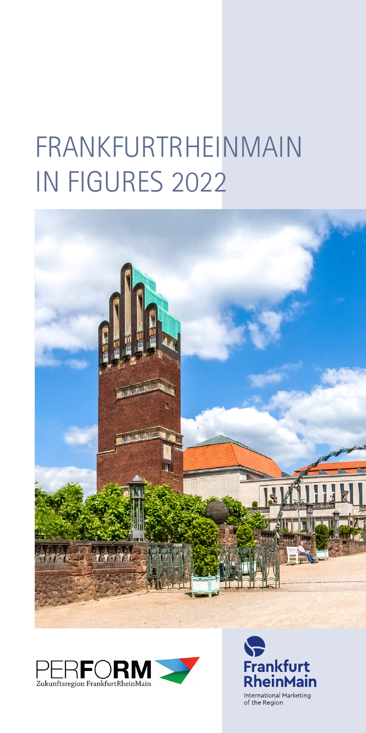# FRANKFURTRHEINMAIN IN FIGURES 2022

PERFORM Zukunftsregion FrankfurtRheinMain

Frankfurt RheinMain

International Marketing of the Region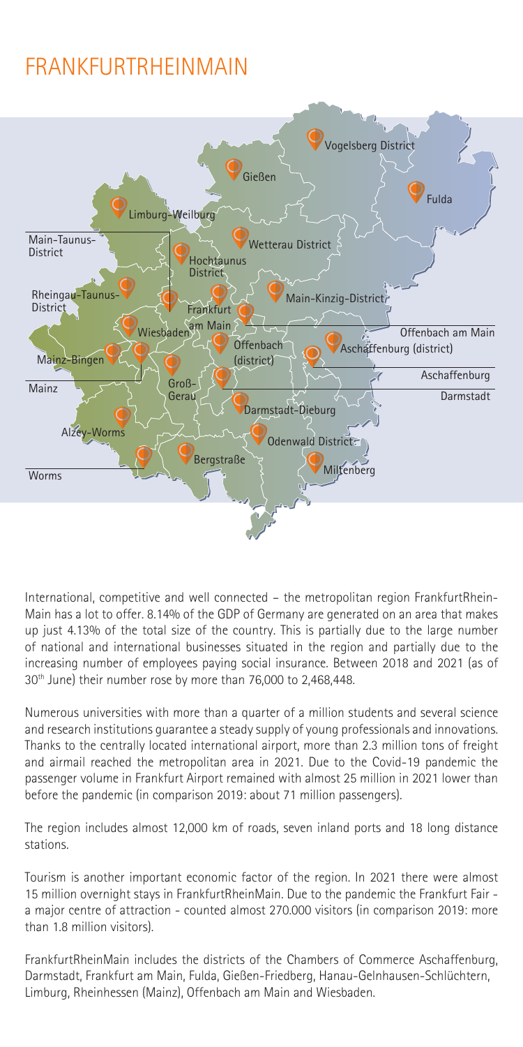# FRANKFURTRHEINMAIN

International, competitive and well connected – the metropolitan region FrankfurtRhein-Main has a lot to offer. 8.14% of the GDP of Germany are generated on an area that makes up just 4.13% of the total size of the country. This is partially due to the large number of national and international businesses situated in the region and partially due to the increasing number of employees paying social insurance. Between 2018 and 2021 (as of 30th June) their number rose by more than 76,000 to 2,468,448.

Numerous universities with more than a quarter of a million students and several science and research institutions guarantee a steady supply of young professionals and innovations. Thanks to the centrally located international airport, more than 2.3 million tons of freight and airmail reached the metropolitan area in 2021. Due to the Covid-19 pandemic the passenger volume in Frankfurt Airport remained with almost 25 million in 2021 lower than before the pandemic (in comparison 2019: about 71 million passengers).

The region includes almost 12,000 km of roads, seven inland ports and 18 long distance stations.

Tourism is another important economic factor of the region. In 2021 there were almost 15 million overnight stays in FrankfurtRheinMain. Due to the pandemic the Frankfurt Fair - a major centre of attraction - counted almost 270.000 visitors (in comparison 2019: more than 1.8 million visitors).

FrankfurtRheinMain includes the districts of the Chambers of Commerce Aschaffenburg, Darmstadt, Frankfurt am Main, Fulda, Gießen-Friedberg, Hanau-Gelnhausen-Schlüchtern, Limburg, Rheinhessen (Mainz), Offenbach am Main and Wiesbaden.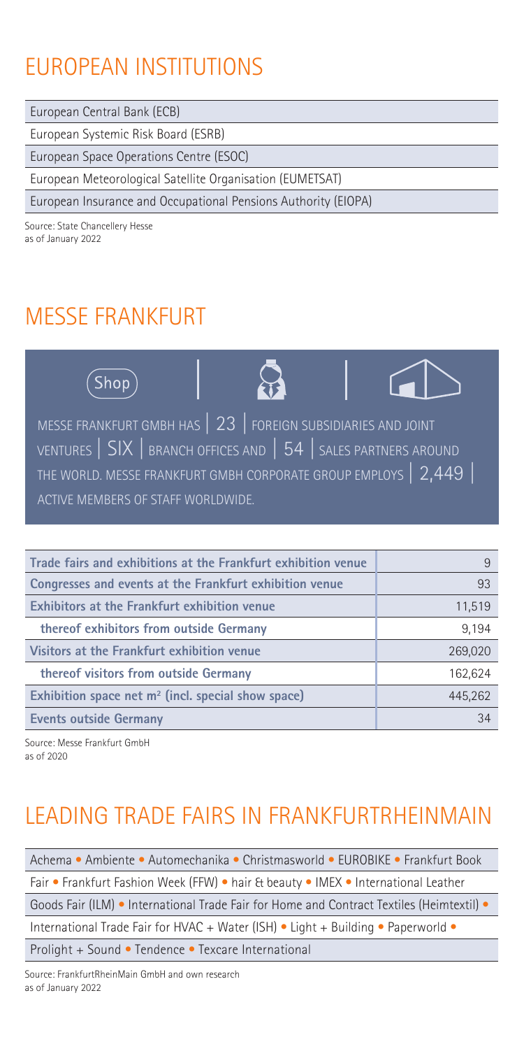## EUROPEAN INSTITUTIONS

| European Institutions |
| --- |
| European Central Bank (ECB) |
| European Systemic Risk Board (ESRB) |
| European Space Operations Centre (ESOC) |
| European Meteorological Satellite Organisation (EUMETSAT) |
| European Insurance and Occupational Pensions Authority (EIOPA) |

Source: State Chancellery Hesse
as of January 2022

## MESSE FRANKFURT

MESSE FRANKFURT GMBH HAS | 23 | FOREIGN SUBSIDIARIES AND JOINT VENTURES | SIX | BRANCH OFFICES AND | 54 | SALES PARTNERS AROUND THE WORLD. MESSE FRANKFURT GMBH CORPORATE GROUP EMPLOYS | 2,449 | ACTIVE MEMBERS OF STAFF WORLDWIDE.

| Item | Value |
| --- | --- |
| **Trade fairs and exhibitions at the Frankfurt exhibition venue** | 9 |
| **Congresses and events at the Frankfurt exhibition venue** | 93 |
| **Exhibitors at the Frankfurt exhibition venue** | 11,519 |
| **thereof exhibitors from outside Germany** | 9,194 |
| **Visitors at the Frankfurt exhibition venue** | 269,020 |
| **thereof visitors from outside Germany** | 162,624 |
| **Exhibition space net m² (incl. special show space)** | 445,262 |
| **Events outside Germany** | 34 |

Source: Messe Frankfurt GmbH
as of 2020

## LEADING TRADE FAIRS IN FRANKFURTRHEINMAIN

Achema • Ambiente • Automechanika • Christmasworld • EUROBIKE • Frankfurt Book Fair • Frankfurt Fashion Week (FFW) • hair & beauty • IMEX • International Leather Goods Fair (ILM) • International Trade Fair for Home and Contract Textiles (Heimtextil) • International Trade Fair for HVAC + Water (ISH) • Light + Building • Paperworld • Prolight + Sound • Tendence • Texcare International

Source: FrankfurtRheinMain GmbH and own research
as of January 2022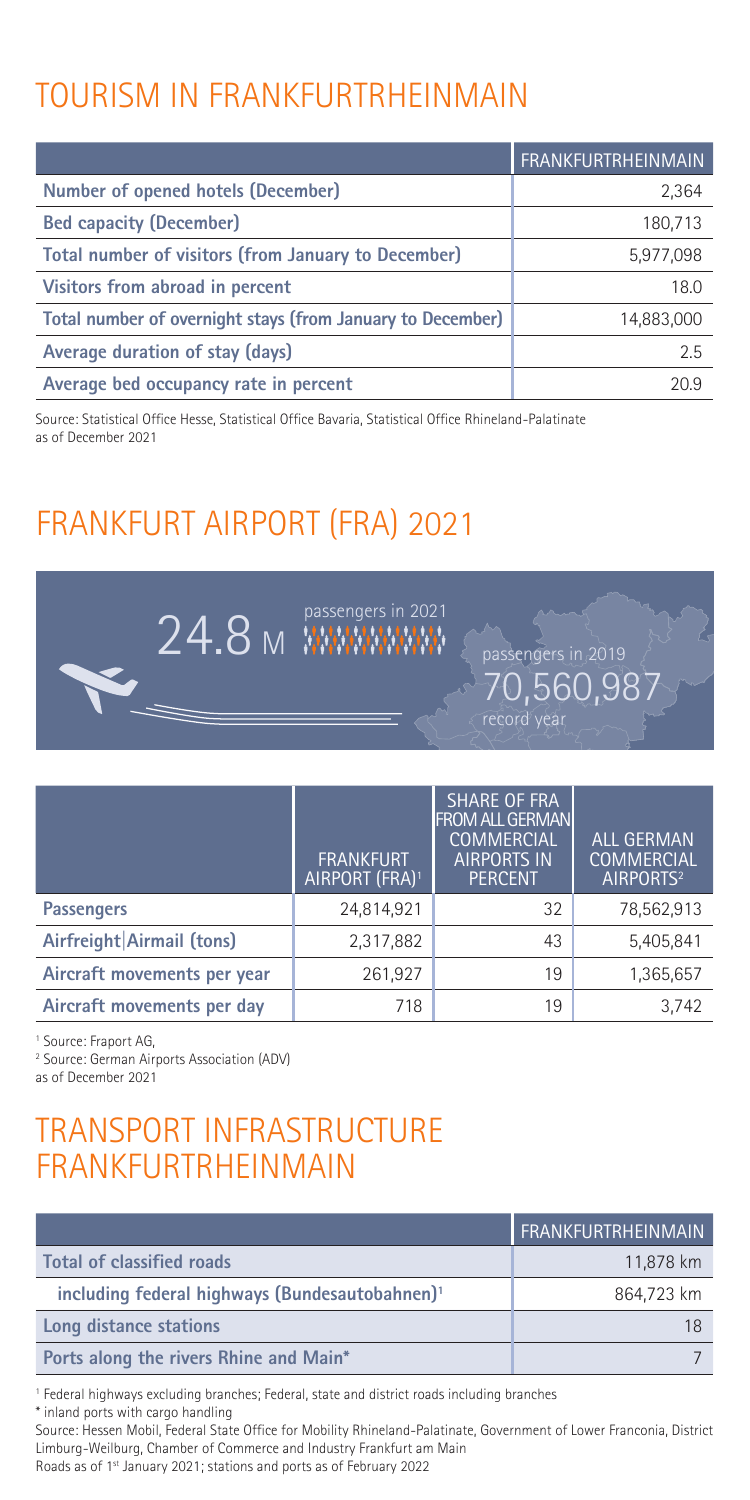# TOURISM IN FRANKFURTRHEINMAIN

| | FRANKFURTRHEINMAIN |
|---|---|
| Number of opened hotels (December) | 2,364 |
| Bed capacity (December) | 180,713 |
| Total number of visitors (from January to December) | 5,977,098 |
| Visitors from abroad in percent | 18.0 |
| Total number of overnight stays (from January to December) | 14,883,000 |
| Average duration of stay (days) | 2.5 |
| Average bed occupancy rate in percent | 20.9 |

Source: Statistical Office Hesse, Statistical Office Bavaria, Statistical Office Rhineland-Palatinate as of December 2021

# FRANKFURT AIRPORT (FRA) 2021

24.8 M passengers in 2021

passengers in 2019 70,560,987 record year

| | FRANKFURT AIRPORT (FRA)[1] | SHARE OF FRA FROM ALL GERMAN COMMERCIAL AIRPORTS IN PERCENT | ALL GERMAN COMMERCIAL AIRPORTS[2] |
|---|---|---|---|
| Passengers | 24,814,921 | 32 | 78,562,913 |
| Airfreight\|Airmail (tons) | 2,317,882 | 43 | 5,405,841 |
| Aircraft movements per year | 261,927 | 19 | 1,365,657 |
| Aircraft movements per day | 718 | 19 | 3,742 |

[1] Source: Fraport AG,
[2] Source: German Airports Association (ADV)
as of December 2021

# TRANSPORT INFRASTRUCTURE FRANKFURTRHEINMAIN

| | FRANKFURTRHEINMAIN |
|---|---|
| Total of classified roads | 11,878 km |
| including federal highways (Bundesautobahnen)[1] | 864,723 km |
| Long distance stations | 18 |
| Ports along the rivers Rhine and Main* | 7 |

[1] Federal highways excluding branches; Federal, state and district roads including branches
* inland ports with cargo handling
Source: Hessen Mobil, Federal State Office for Mobility Rhineland-Palatinate, Government of Lower Franconia, District Limburg-Weilburg, Chamber of Commerce and Industry Frankfurt am Main
Roads as of 1st January 2021; stations and ports as of February 2022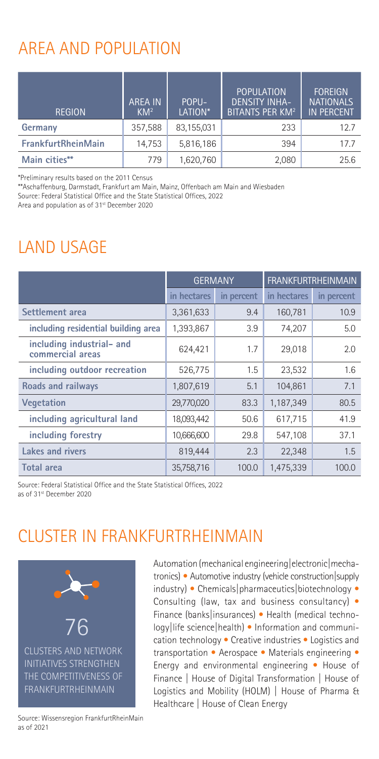## AREA AND POPULATION

| REGION | AREA IN KM² | POPU-LATION* | POPULATION DENSITY INHA-BITANTS PER KM² | FOREIGN NATIONALS IN PERCENT |
|---|---|---|---|---|
| **Germany** | 357,588 | 83,155,031 | 233 | 12.7 |
| **FrankfurtRheinMain** | 14,753 | 5,816,186 | 394 | 17.7 |
| **Main cities**** | 779 | 1,620,760 | 2,080 | 25.6 |

*Preliminary results based on the 2011 Census

**Aschaffenburg, Darmstadt, Frankfurt am Main, Mainz, Offenbach am Main and Wiesbaden

Source: Federal Statistical Office and the State Statistical Offices, 2022

Area and population as of 31st December 2020

## LAND USAGE

| | GERMANY | | FRANKFURTRHEINMAIN | |
|---|---|---|---|---|
| | in hectares | in percent | in hectares | in percent |
| **Settlement area** | 3,361,633 | 9.4 | 160,781 | 10.9 |
| **including residential building area** | 1,393,867 | 3.9 | 74,207 | 5.0 |
| **including industrial- and commercial areas** | 624,421 | 1.7 | 29,018 | 2.0 |
| **including outdoor recreation** | 526,775 | 1.5 | 23,532 | 1.6 |
| **Roads and railways** | 1,807,619 | 5.1 | 104,861 | 7.1 |
| **Vegetation** | 29,770,020 | 83.3 | 1,187,349 | 80.5 |
| **including agricultural land** | 18,093,442 | 50.6 | 617,715 | 41.9 |
| **including forestry** | 10,666,600 | 29.8 | 547,108 | 37.1 |
| **Lakes and rivers** | 819,444 | 2.3 | 22,348 | 1.5 |
| **Total area** | 35,758,716 | 100.0 | 1,475,339 | 100.0 |

Source: Federal Statistical Office and the State Statistical Offices, 2022
as of 31st December 2020

## CLUSTER IN FRANKFURTRHEINMAIN

76

CLUSTERS AND NETWORK INITIATIVES STRENGTHEN THE COMPETITIVENESS OF FRANKFURTRHEINMAIN

Automation (mechanical engineering|electronic|mechatronics) • Automotive industry (vehicle construction|supply industry) • Chemicals|pharmaceuticals|biotechnology • Consulting (law, tax and business consultancy) • Finance (banks|insurances) • Health (medical technology|life science|health) • Information and communication technology • Creative industries • Logistics and transportation • Aerospace • Materials engineering • Energy and environmental engineering • House of Finance | House of Digital Transformation | House of Logistics and Mobility (HOLM) | House of Pharma & Healthcare | House of Clean Energy

Source: Wissensregion FrankfurtRheinMain
as of 2021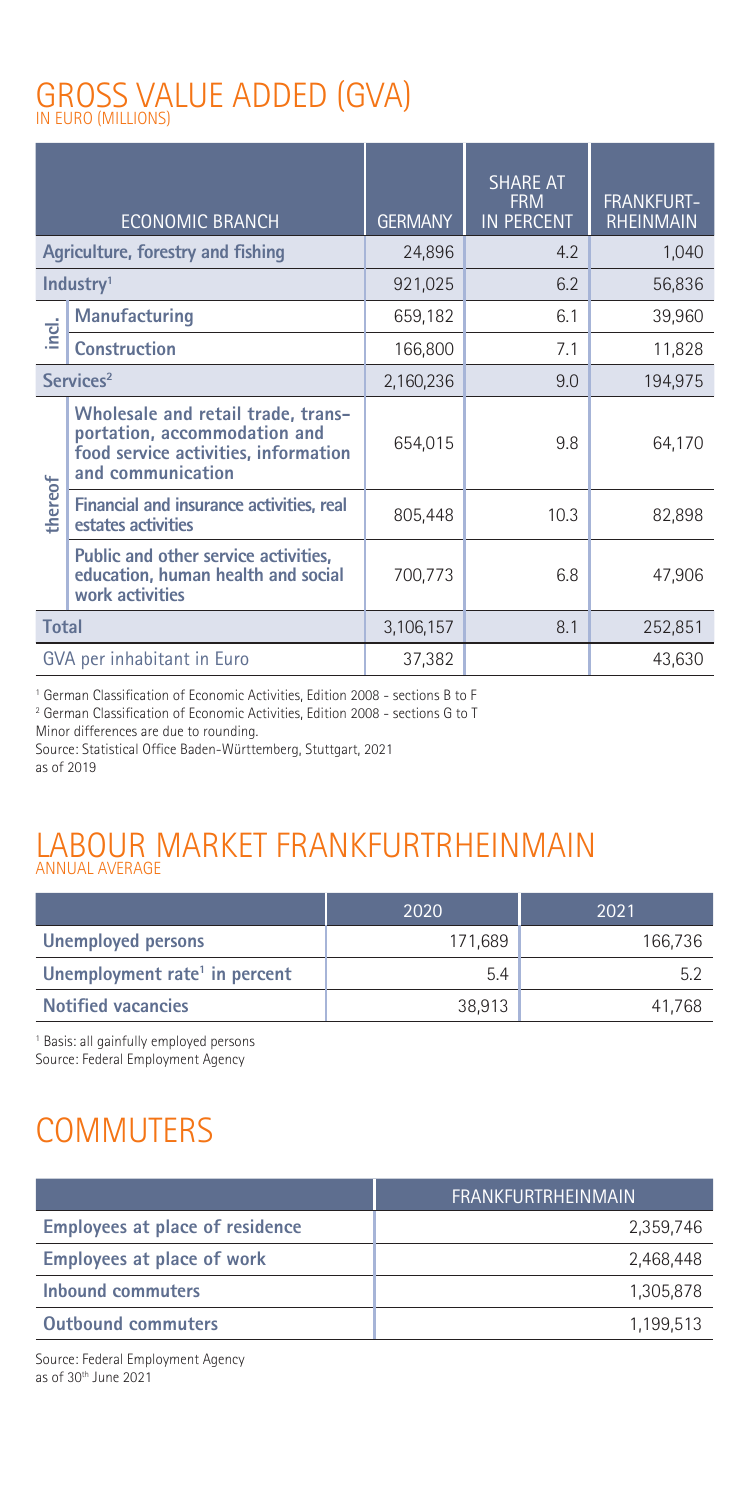# GROSS VALUE ADDED (GVA)

IN EURO (MILLIONS)

| | ECONOMIC BRANCH | GERMANY | SHARE AT FRM IN PERCENT | FRANKFURT-RHEINMAIN |
|---|---|---|---|---|
| **Agriculture, forestry and fishing** | | 24,896 | 4.2 | 1,040 |
| **Industry**[1] | | 921,025 | 6.2 | 56,836 |
| incl. | **Manufacturing** | 659,182 | 6.1 | 39,960 |
| | **Construction** | 166,800 | 7.1 | 11,828 |
| **Services**[2] | | 2,160,236 | 9.0 | 194,975 |
| thereof | **Wholesale and retail trade, transportation, accommodation and food service activities, information and communication** | 654,015 | 9.8 | 64,170 |
| | **Financial and insurance activities, real estates activities** | 805,448 | 10.3 | 82,898 |
| | **Public and other service activities, education, human health and social work activities** | 700,773 | 6.8 | 47,906 |
| **Total** | | 3,106,157 | 8.1 | 252,851 |
| GVA per inhabitant in Euro | | 37,382 | | 43,630 |

[1] German Classification of Economic Activities, Edition 2008 - sections B to F
[2] German Classification of Economic Activities, Edition 2008 - sections G to T
Minor differences are due to rounding.
Source: Statistical Office Baden-Württemberg, Stuttgart, 2021
as of 2019

# LABOUR MARKET FRANKFURTRHEINMAIN

ANNUAL AVERAGE

| | 2020 | 2021 |
|---|---|---|
| **Unemployed persons** | 171,689 | 166,736 |
| **Unemployment rate[1] in percent** | 5.4 | 5.2 |
| **Notified vacancies** | 38,913 | 41,768 |

[1] Basis: all gainfully employed persons
Source: Federal Employment Agency

# COMMUTERS

| | FRANKFURTRHEINMAIN |
|---|---|
| **Employees at place of residence** | 2,359,746 |
| **Employees at place of work** | 2,468,448 |
| **Inbound commuters** | 1,305,878 |
| **Outbound commuters** | 1,199,513 |

Source: Federal Employment Agency
as of 30th June 2021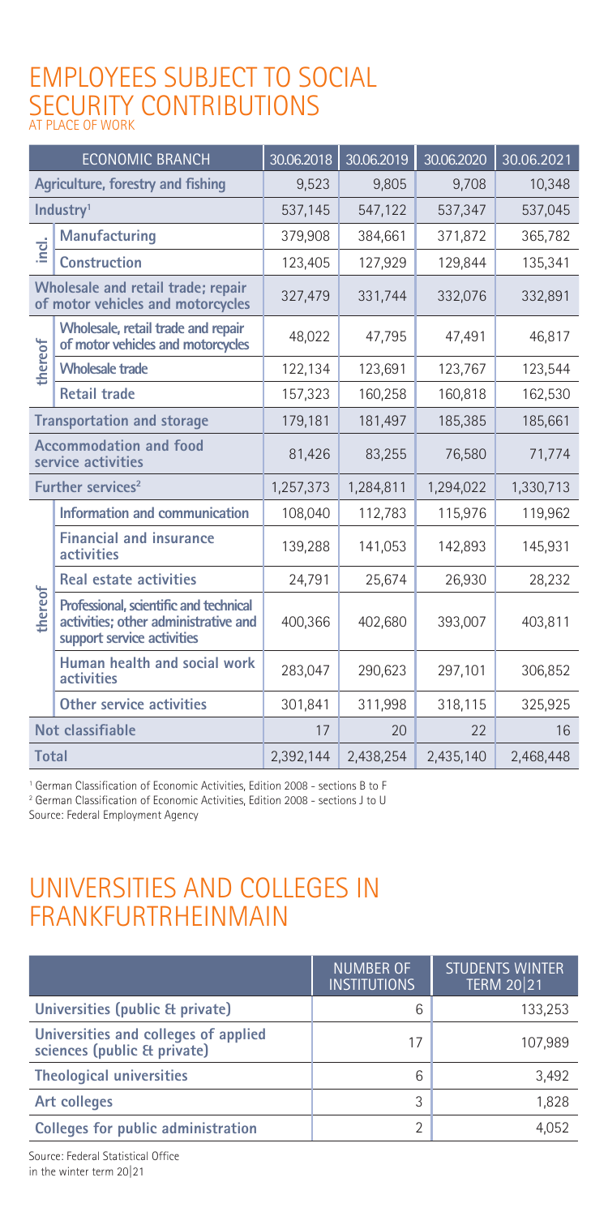# EMPLOYEES SUBJECT TO SOCIAL SECURITY CONTRIBUTIONS

AT PLACE OF WORK

| ECONOMIC BRANCH | | 30.06.2018 | 30.06.2019 | 30.06.2020 | 30.06.2021 |
|---|---|---|---|---|---|
| **Agriculture, forestry and fishing** | | 9,523 | 9,805 | 9,708 | 10,348 |
| **Industry**[1] | | 537,145 | 547,122 | 537,347 | 537,045 |
| incl. | **Manufacturing** | 379,908 | 384,661 | 371,872 | 365,782 |
| | **Construction** | 123,405 | 127,929 | 129,844 | 135,341 |
| **Wholesale and retail trade; repair of motor vehicles and motorcycles** | | 327,479 | 331,744 | 332,076 | 332,891 |
| thereof | **Wholesale, retail trade and repair of motor vehicles and motorcycles** | 48,022 | 47,795 | 47,491 | 46,817 |
| | **Wholesale trade** | 122,134 | 123,691 | 123,767 | 123,544 |
| | **Retail trade** | 157,323 | 160,258 | 160,818 | 162,530 |
| **Transportation and storage** | | 179,181 | 181,497 | 185,385 | 185,661 |
| **Accommodation and food service activities** | | 81,426 | 83,255 | 76,580 | 71,774 |
| **Further services**[2] | | 1,257,373 | 1,284,811 | 1,294,022 | 1,330,713 |
| thereof | **Information and communication** | 108,040 | 112,783 | 115,976 | 119,962 |
| | **Financial and insurance activities** | 139,288 | 141,053 | 142,893 | 145,931 |
| | **Real estate activities** | 24,791 | 25,674 | 26,930 | 28,232 |
| | **Professional, scientific and technical activities; other administrative and support service activities** | 400,366 | 402,680 | 393,007 | 403,811 |
| | **Human health and social work activities** | 283,047 | 290,623 | 297,101 | 306,852 |
| | **Other service activities** | 301,841 | 311,998 | 318,115 | 325,925 |
| **Not classifiable** | | 17 | 20 | 22 | 16 |
| **Total** | | 2,392,144 | 2,438,254 | 2,435,140 | 2,468,448 |

[1] German Classification of Economic Activities, Edition 2008 - sections B to F
[2] German Classification of Economic Activities, Edition 2008 - sections J to U
Source: Federal Employment Agency

# UNIVERSITIES AND COLLEGES IN FRANKFURTRHEINMAIN

| | NUMBER OF INSTITUTIONS | STUDENTS WINTER TERM 20\|21 |
|---|---|---|
| **Universities (public & private)** | 6 | 133,253 |
| **Universities and colleges of applied sciences (public & private)** | 17 | 107,989 |
| **Theological universities** | 6 | 3,492 |
| **Art colleges** | 3 | 1,828 |
| **Colleges for public administration** | 2 | 4,052 |

Source: Federal Statistical Office
in the winter term 20|21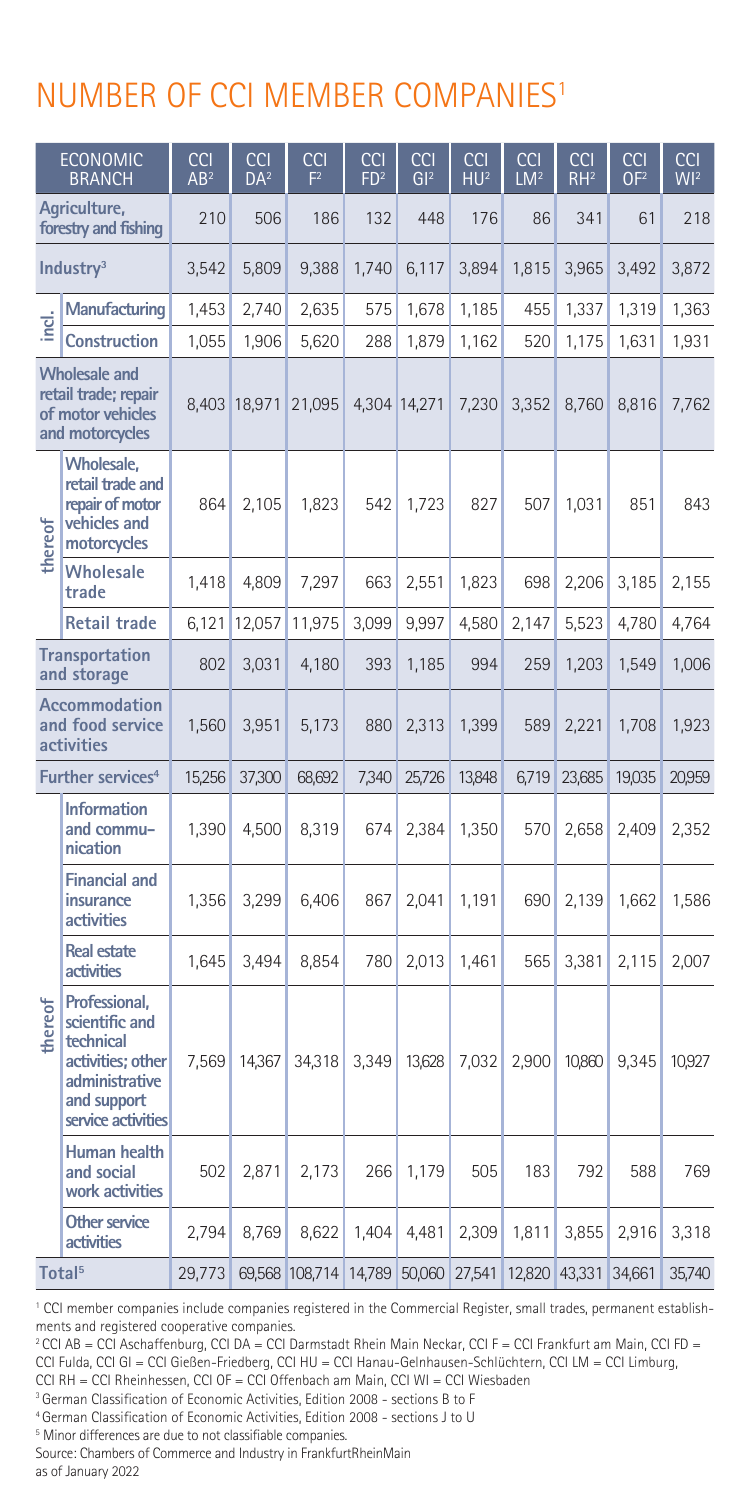# NUMBER OF CCI MEMBER COMPANIES[1]

| | ECONOMIC BRANCH | CCI AB[2] | CCI DA[2] | CCI F[2] | CCI FD[2] | CCI GI[2] | CCI HU[2] | CCI LM[2] | CCI RH[2] | CCI OF[2] | CCI WI[2] |
|---|---|---|---|---|---|---|---|---|---|---|---|
| Agriculture, forestry and fishing | | 210 | 506 | 186 | 132 | 448 | 176 | 86 | 341 | 61 | 218 |
| Industry[3] | | 3,542 | 5,809 | 9,388 | 1,740 | 6,117 | 3,894 | 1,815 | 3,965 | 3,492 | 3,872 |
| incl. | Manufacturing | 1,453 | 2,740 | 2,635 | 575 | 1,678 | 1,185 | 455 | 1,337 | 1,319 | 1,363 |
| | Construction | 1,055 | 1,906 | 5,620 | 288 | 1,879 | 1,162 | 520 | 1,175 | 1,631 | 1,931 |
| Wholesale and retail trade; repair of motor vehicles and motorcycles | | 8,403 | 18,971 | 21,095 | 4,304 | 14,271 | 7,230 | 3,352 | 8,760 | 8,816 | 7,762 |
| thereof | Wholesale, retail trade and repair of motor vehicles and motorcycles | 864 | 2,105 | 1,823 | 542 | 1,723 | 827 | 507 | 1,031 | 851 | 843 |
| | Wholesale trade | 1,418 | 4,809 | 7,297 | 663 | 2,551 | 1,823 | 698 | 2,206 | 3,185 | 2,155 |
| | Retail trade | 6,121 | 12,057 | 11,975 | 3,099 | 9,997 | 4,580 | 2,147 | 5,523 | 4,780 | 4,764 |
| Transportation and storage | | 802 | 3,031 | 4,180 | 393 | 1,185 | 994 | 259 | 1,203 | 1,549 | 1,006 |
| Accommodation and food service activities | | 1,560 | 3,951 | 5,173 | 880 | 2,313 | 1,399 | 589 | 2,221 | 1,708 | 1,923 |
| Further services[4] | | 15,256 | 37,300 | 68,692 | 7,340 | 25,726 | 13,848 | 6,719 | 23,685 | 19,035 | 20,959 |
| thereof | Information and commu-nication | 1,390 | 4,500 | 8,319 | 674 | 2,384 | 1,350 | 570 | 2,658 | 2,409 | 2,352 |
| | Financial and insurance activities | 1,356 | 3,299 | 6,406 | 867 | 2,041 | 1,191 | 690 | 2,139 | 1,662 | 1,586 |
| | Real estate activities | 1,645 | 3,494 | 8,854 | 780 | 2,013 | 1,461 | 565 | 3,381 | 2,115 | 2,007 |
| | Professional, scientific and technical activities; other administrative and support service activities | 7,569 | 14,367 | 34,318 | 3,349 | 13,628 | 7,032 | 2,900 | 10,860 | 9,345 | 10,927 |
| | Human health and social work activities | 502 | 2,871 | 2,173 | 266 | 1,179 | 505 | 183 | 792 | 588 | 769 |
| | Other service activities | 2,794 | 8,769 | 8,622 | 1,404 | 4,481 | 2,309 | 1,811 | 3,855 | 2,916 | 3,318 |
| Total[5] | | 29,773 | 69,568 | 108,714 | 14,789 | 50,060 | 27,541 | 12,820 | 43,331 | 34,661 | 35,740 |

[1] CCI member companies include companies registered in the Commercial Register, small trades, permanent establishments and registered cooperative companies.
[2] CCI AB = CCI Aschaffenburg, CCI DA = CCI Darmstadt Rhein Main Neckar, CCI F = CCI Frankfurt am Main, CCI FD = CCI Fulda, CCI GI = CCI Gießen-Friedberg, CCI HU = CCI Hanau-Gelnhausen-Schlüchtern, CCI LM = CCI Limburg, CCI RH = CCI Rheinhessen, CCI OF = CCI Offenbach am Main, CCI WI = CCI Wiesbaden
[3] German Classification of Economic Activities, Edition 2008 - sections B to F
[4] German Classification of Economic Activities, Edition 2008 - sections J to U
[5] Minor differences are due to not classifiable companies.
Source: Chambers of Commerce and Industry in FrankfurtRheinMain
as of January 2022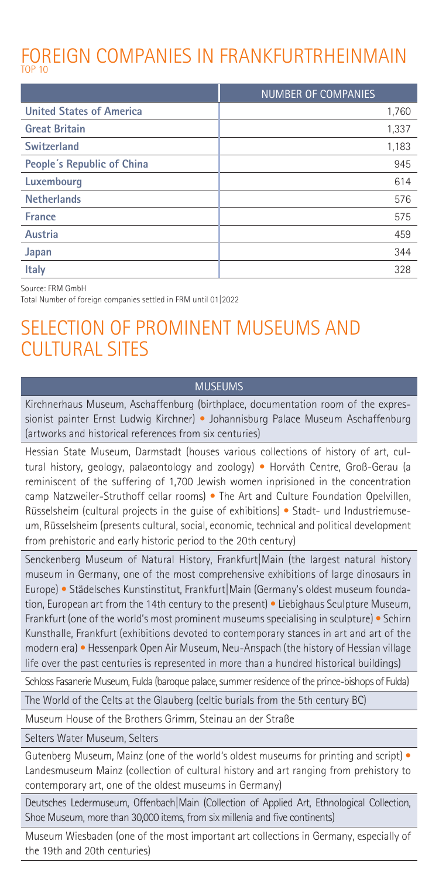# FOREIGN COMPANIES IN FRANKFURTRHEINMAIN

TOP 10

| | NUMBER OF COMPANIES |
|---|---|
| **United States of America** | 1,760 |
| **Great Britain** | 1,337 |
| **Switzerland** | 1,183 |
| **People´s Republic of China** | 945 |
| **Luxembourg** | 614 |
| **Netherlands** | 576 |
| **France** | 575 |
| **Austria** | 459 |
| **Japan** | 344 |
| **Italy** | 328 |

Source: FRM GmbH

Total Number of foreign companies settled in FRM until 01|2022

# SELECTION OF PROMINENT MUSEUMS AND CULTURAL SITES

| MUSEUMS |
|---|
| Kirchnerhaus Museum, Aschaffenburg (birthplace, documentation room of the expressionist painter Ernst Ludwig Kirchner) • Johannisburg Palace Museum Aschaffenburg (artworks and historical references from six centuries) |
| Hessian State Museum, Darmstadt (houses various collections of history of art, cultural history, geology, palaeontology and zoology) • Horváth Centre, Groß-Gerau (a reminiscent of the suffering of 1,700 Jewish women inprisioned in the concentration camp Natzweiler-Struthoff cellar rooms) • The Art and Culture Foundation Opelvillen, Rüsselsheim (cultural projects in the guise of exhibitions) • Stadt- und Industriemuseum, Rüsselsheim (presents cultural, social, economic, technical and political development from prehistoric and early historic period to the 20th century) |
| Senckenberg Museum of Natural History, Frankfurt\|Main (the largest natural history museum in Germany, one of the most comprehensive exhibitions of large dinosaurs in Europe) • Städelsches Kunstinstitut, Frankfurt\|Main (Germany's oldest museum foundation, European art from the 14th century to the present) • Liebighaus Sculpture Museum, Frankfurt (one of the world's most prominent museums specialising in sculpture) • Schirn Kunsthalle, Frankfurt (exhibitions devoted to contemporary stances in art and art of the modern era) • Hessenpark Open Air Museum, Neu-Anspach (the history of Hessian village life over the past centuries is represented in more than a hundred historical buildings) |
| Schloss Fasanerie Museum, Fulda (baroque palace, summer residence of the prince-bishops of Fulda) |
| The World of the Celts at the Glauberg (celtic burials from the 5th century BC) |
| Museum House of the Brothers Grimm, Steinau an der Straße |
| Selters Water Museum, Selters |
| Gutenberg Museum, Mainz (one of the world's oldest museums for printing and script) • Landesmuseum Mainz (collection of cultural history and art ranging from prehistory to contemporary art, one of the oldest museums in Germany) |
| Deutsches Ledermuseum, Offenbach\|Main (Collection of Applied Art, Ethnological Collection, Shoe Museum, more than 30,000 items, from six millenia and five continents) |
| Museum Wiesbaden (one of the most important art collections in Germany, especially of the 19th and 20th centuries) |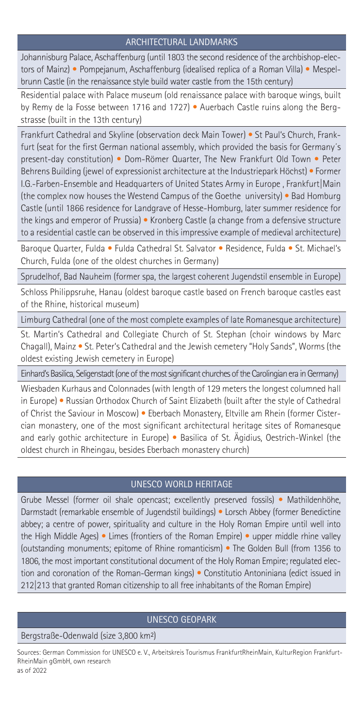## ARCHITECTURAL LANDMARKS

Johannisburg Palace, Aschaffenburg (until 1803 the second residence of the archbishop-electors of Mainz) • Pompejanum, Aschaffenburg (idealised replica of a Roman Villa) • Mespelbrunn Castle (in the renaissance style build water castle from the 15th century)

Residential palace with Palace museum (old renaissance palace with baroque wings, built by Remy de la Fosse between 1716 and 1727) • Auerbach Castle ruins along the Bergstrasse (built in the 13th century)

Frankfurt Cathedral and Skyline (observation deck Main Tower) • St Paul's Church, Frankfurt (seat for the first German national assembly, which provided the basis for Germany´s present-day constitution) • Dom-Römer Quarter, The New Frankfurt Old Town • Peter Behrens Building (jewel of expressionist architecture at the Industriepark Höchst) • Former I.G.-Farben-Ensemble and Headquarters of United States Army in Europe , Frankfurt|Main (the complex now houses the Westend Campus of the Goethe university) • Bad Homburg Castle (until 1866 residence for Landgrave of Hesse-Homburg, later summer residence for the kings and emperor of Prussia) • Kronberg Castle (a change from a defensive structure to a residential castle can be observed in this impressive example of medieval architecture)

Baroque Quarter, Fulda • Fulda Cathedral St. Salvator • Residence, Fulda • St. Michael's Church, Fulda (one of the oldest churches in Germany)

Sprudelhof, Bad Nauheim (former spa, the largest coherent Jugendstil ensemble in Europe)

Schloss Philippsruhe, Hanau (oldest baroque castle based on French baroque castles east of the Rhine, historical museum)

Limburg Cathedral (one of the most complete examples of late Romanesque architecture)

St. Martin's Cathedral and Collegiate Church of St. Stephan (choir windows by Marc Chagall), Mainz • St. Peter's Cathedral and the Jewish cemetery "Holy Sands", Worms (the oldest existing Jewish cemetery in Europe)

Einhard's Basilica, Seligenstadt (one of the most significant churches of the Carolingian era in Germany)

Wiesbaden Kurhaus and Colonnades (with length of 129 meters the longest columned hall in Europe) • Russian Orthodox Church of Saint Elizabeth (built after the style of Cathedral of Christ the Saviour in Moscow) • Eberbach Monastery, Eltville am Rhein (former Cistercian monastery, one of the most significant architectural heritage sites of Romanesque and early gothic architecture in Europe) • Basilica of St. Ägidius, Oestrich-Winkel (the oldest church in Rheingau, besides Eberbach monastery church)

## UNESCO WORLD HERITAGE

Grube Messel (former oil shale opencast; excellently preserved fossils) • Mathildenhöhe, Darmstadt (remarkable ensemble of Jugendstil buildings) • Lorsch Abbey (former Benedictine abbey; a centre of power, spirituality and culture in the Holy Roman Empire until well into the High Middle Ages) • Limes (frontiers of the Roman Empire) • upper middle rhine valley (outstanding monuments; epitome of Rhine romanticism) • The Golden Bull (from 1356 to 1806, the most important constitutional document of the Holy Roman Empire; regulated election and coronation of the Roman-German kings) • Constitutio Antoniniana (edict issued in 212|213 that granted Roman citizenship to all free inhabitants of the Roman Empire)

## UNESCO GEOPARK

Bergstraße-Odenwald (size 3,800 km²)

Sources: German Commission for UNESCO e. V., Arbeitskreis Tourismus FrankfurtRheinMain, KulturRegion Frankfurt-RheinMain gGmbH, own research
as of 2022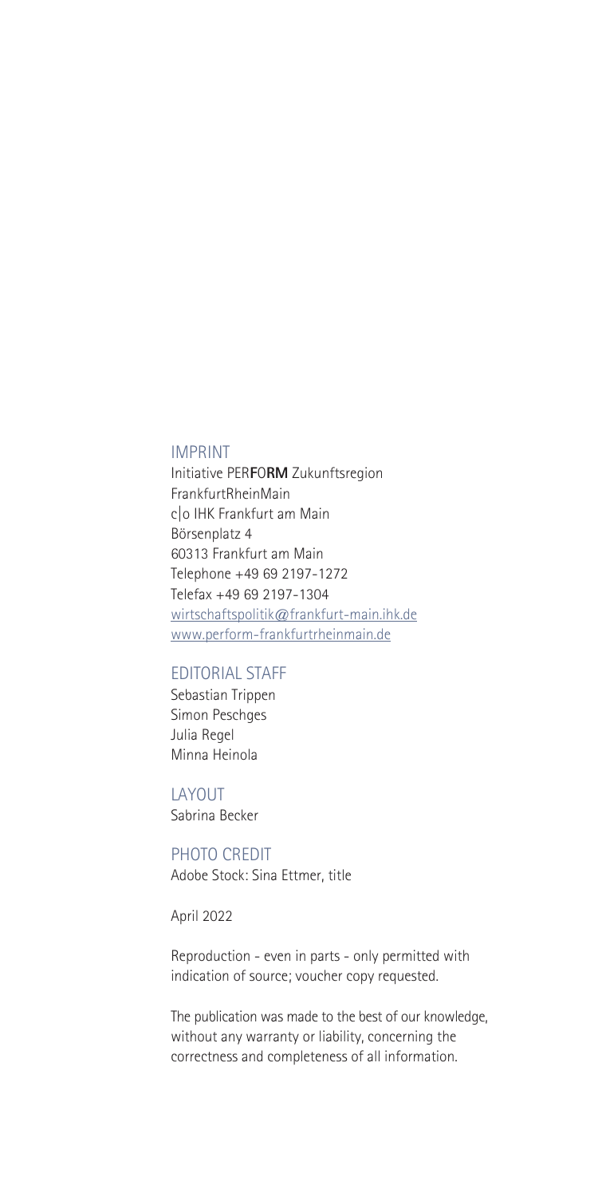## IMPRINT

Initiative PER**F**O**RM** Zukunftsregion FrankfurtRheinMain
c|o IHK Frankfurt am Main
Börsenplatz 4
60313 Frankfurt am Main
Telephone +49 69 2197-1272
Telefax +49 69 2197-1304
wirtschaftspolitik@frankfurt-main.ihk.de
www.perform-frankfurtrheinmain.de

## EDITORIAL STAFF

Sebastian Trippen
Simon Peschges
Julia Regel
Minna Heinola

## LAYOUT

Sabrina Becker

## PHOTO CREDIT

Adobe Stock: Sina Ettmer, title

April 2022

Reproduction - even in parts - only permitted with indication of source; voucher copy requested.

The publication was made to the best of our knowledge, without any warranty or liability, concerning the correctness and completeness of all information.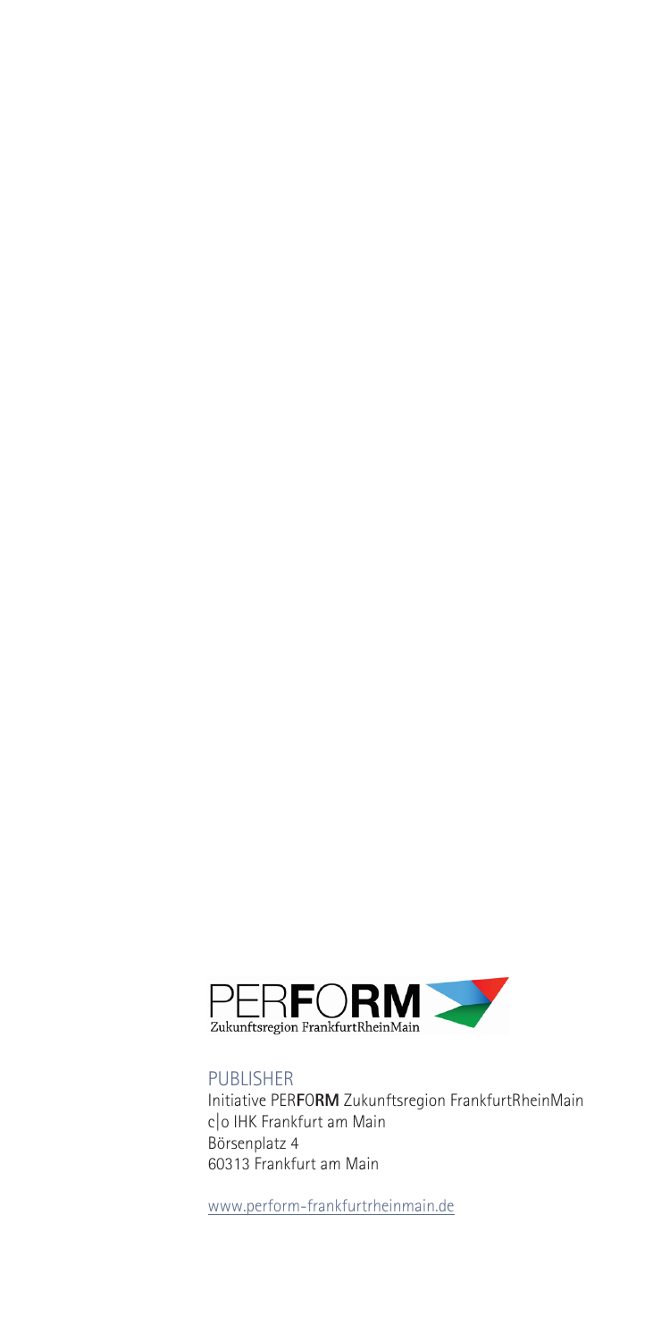PERFORM
Zukunftsregion FrankfurtRheinMain

PUBLISHER
Initiative PER**F**O**RM** Zukunftsregion FrankfurtRheinMain
c|o IHK Frankfurt am Main
Börsenplatz 4
60313 Frankfurt am Main

www.perform-frankfurtrheinmain.de